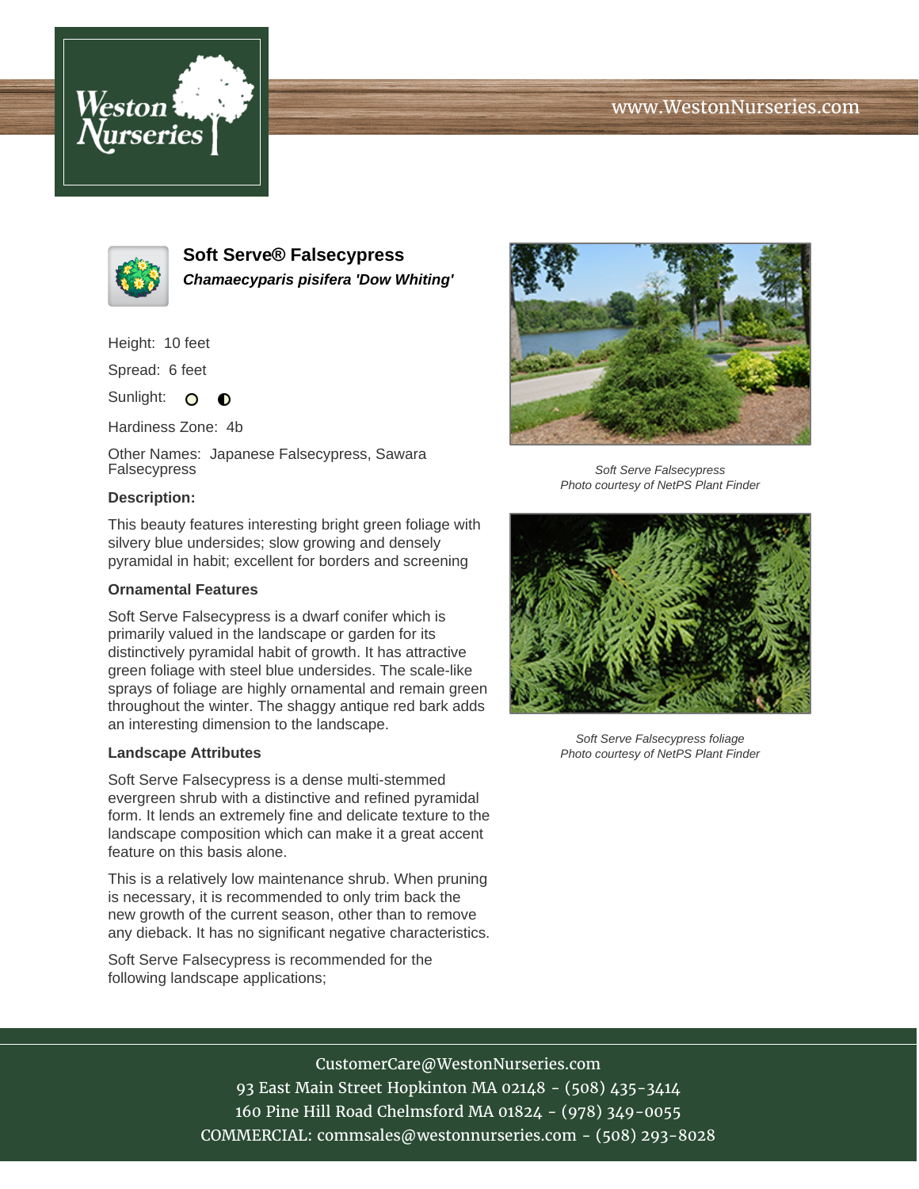# Soft Serve® Falsecypress

***Chamaecyparis pisifera 'Dow Whiting'***

Height: 10 feet

Spread: 6 feet

Sunlight: ○ ◐

Hardiness Zone: 4b

Other Names: Japanese Falsecypress, Sawara Falsecypress

**Description:**

This beauty features interesting bright green foliage with silvery blue undersides; slow growing and densely pyramidal in habit; excellent for borders and screening

### Ornamental Features

Soft Serve Falsecypress is a dwarf conifer which is primarily valued in the landscape or garden for its distinctively pyramidal habit of growth. It has attractive green foliage with steel blue undersides. The scale-like sprays of foliage are highly ornamental and remain green throughout the winter. The shaggy antique red bark adds an interesting dimension to the landscape.

### Landscape Attributes

Soft Serve Falsecypress is a dense multi-stemmed evergreen shrub with a distinctive and refined pyramidal form. It lends an extremely fine and delicate texture to the landscape composition which can make it a great accent feature on this basis alone.

This is a relatively low maintenance shrub. When pruning is necessary, it is recommended to only trim back the new growth of the current season, other than to remove any dieback. It has no significant negative characteristics.

Soft Serve Falsecypress is recommended for the following landscape applications;

*Soft Serve Falsecypress*
*Photo courtesy of NetPS Plant Finder*

*Soft Serve Falsecypress foliage*
*Photo courtesy of NetPS Plant Finder*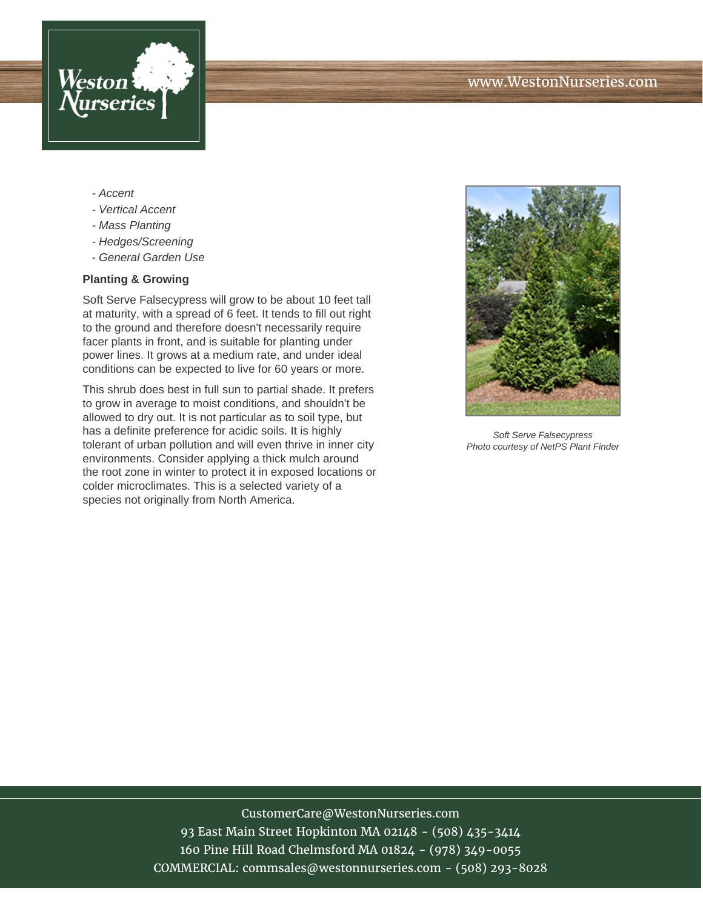- *Accent*
- *Vertical Accent*
- *Mass Planting*
- *Hedges/Screening*
- *General Garden Use*

**Planting & Growing**

Soft Serve Falsecypress will grow to be about 10 feet tall at maturity, with a spread of 6 feet. It tends to fill out right to the ground and therefore doesn't necessarily require facer plants in front, and is suitable for planting under power lines. It grows at a medium rate, and under ideal conditions can be expected to live for 60 years or more.

This shrub does best in full sun to partial shade. It prefers to grow in average to moist conditions, and shouldn't be allowed to dry out. It is not particular as to soil type, but has a definite preference for acidic soils. It is highly tolerant of urban pollution and will even thrive in inner city environments. Consider applying a thick mulch around the root zone in winter to protect it in exposed locations or colder microclimates. This is a selected variety of a species not originally from North America.

*Soft Serve Falsecypress*
*Photo courtesy of NetPS Plant Finder*